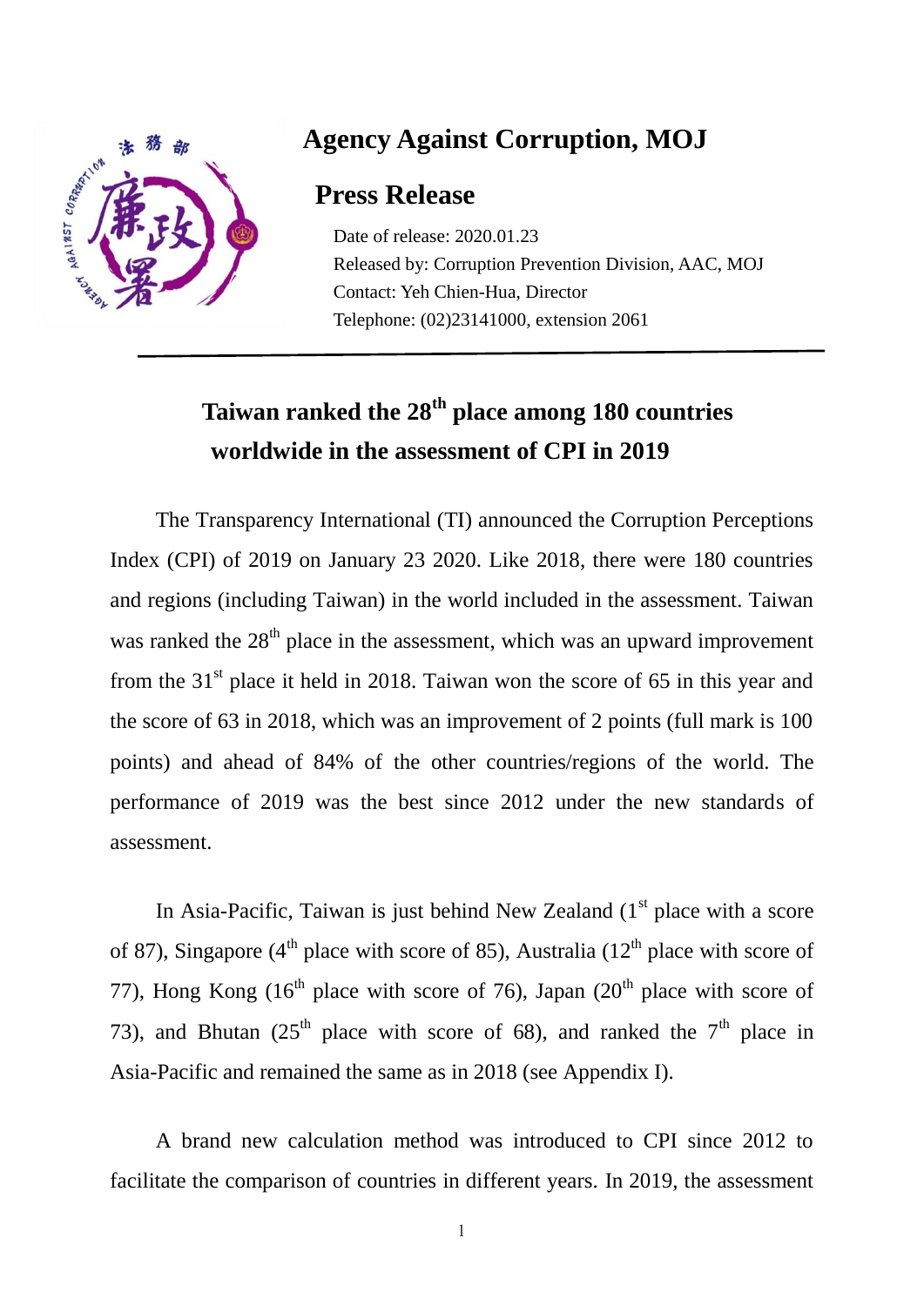# Agency Against Corruption, MOJ

## Press Release

Date of release: 2020.01.23
Released by: Corruption Prevention Division, AAC, MOJ
Contact: Yeh Chien-Hua, Director
Telephone: (02)23141000, extension 2061

---

## Taiwan ranked the 28th place among 180 countries worldwide in the assessment of CPI in 2019

The Transparency International (TI) announced the Corruption Perceptions Index (CPI) of 2019 on January 23 2020. Like 2018, there were 180 countries and regions (including Taiwan) in the world included in the assessment. Taiwan was ranked the 28th place in the assessment, which was an upward improvement from the 31st place it held in 2018. Taiwan won the score of 65 in this year and the score of 63 in 2018, which was an improvement of 2 points (full mark is 100 points) and ahead of 84% of the other countries/regions of the world. The performance of 2019 was the best since 2012 under the new standards of assessment.

In Asia-Pacific, Taiwan is just behind New Zealand (1st place with a score of 87), Singapore (4th place with score of 85), Australia (12th place with score of 77), Hong Kong (16th place with score of 76), Japan (20th place with score of 73), and Bhutan (25th place with score of 68), and ranked the 7th place in Asia-Pacific and remained the same as in 2018 (see Appendix I).

A brand new calculation method was introduced to CPI since 2012 to facilitate the comparison of countries in different years. In 2019, the assessment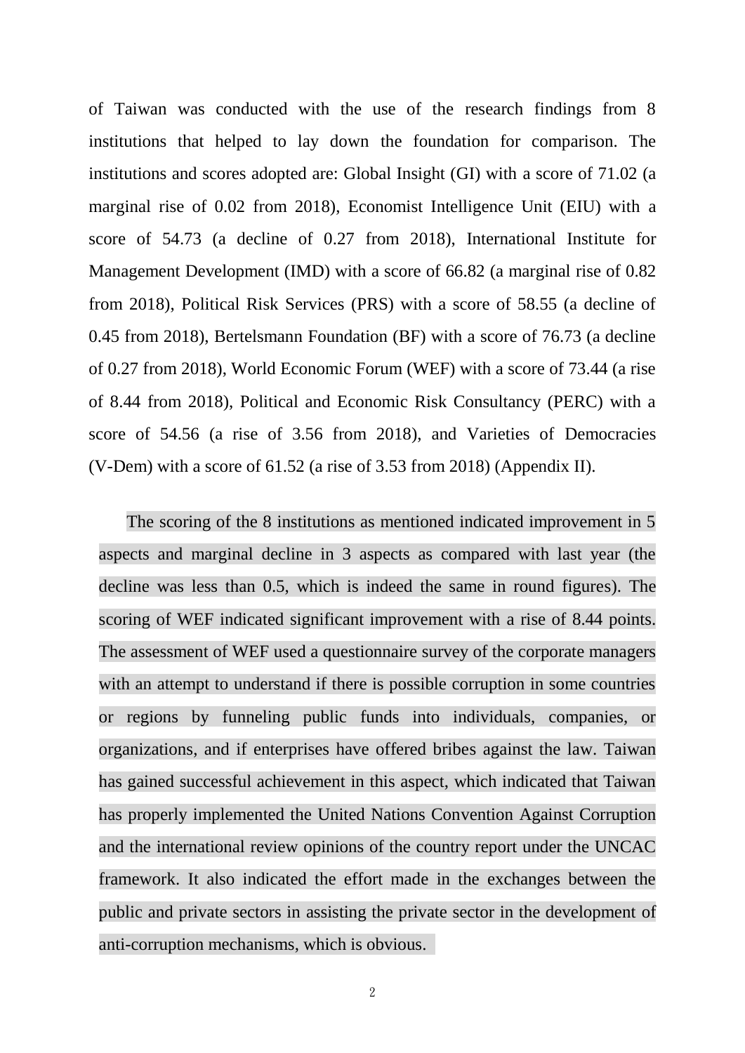of Taiwan was conducted with the use of the research findings from 8 institutions that helped to lay down the foundation for comparison. The institutions and scores adopted are: Global Insight (GI) with a score of 71.02 (a marginal rise of 0.02 from 2018), Economist Intelligence Unit (EIU) with a score of 54.73 (a decline of 0.27 from 2018), International Institute for Management Development (IMD) with a score of 66.82 (a marginal rise of 0.82 from 2018), Political Risk Services (PRS) with a score of 58.55 (a decline of 0.45 from 2018), Bertelsmann Foundation (BF) with a score of 76.73 (a decline of 0.27 from 2018), World Economic Forum (WEF) with a score of 73.44 (a rise of 8.44 from 2018), Political and Economic Risk Consultancy (PERC) with a score of 54.56 (a rise of 3.56 from 2018), and Varieties of Democracies (V-Dem) with a score of 61.52 (a rise of 3.53 from 2018) (Appendix II).

The scoring of the 8 institutions as mentioned indicated improvement in 5 aspects and marginal decline in 3 aspects as compared with last year (the decline was less than 0.5, which is indeed the same in round figures). The scoring of WEF indicated significant improvement with a rise of 8.44 points. The assessment of WEF used a questionnaire survey of the corporate managers with an attempt to understand if there is possible corruption in some countries or regions by funneling public funds into individuals, companies, or organizations, and if enterprises have offered bribes against the law. Taiwan has gained successful achievement in this aspect, which indicated that Taiwan has properly implemented the United Nations Convention Against Corruption and the international review opinions of the country report under the UNCAC framework. It also indicated the effort made in the exchanges between the public and private sectors in assisting the private sector in the development of anti-corruption mechanisms, which is obvious.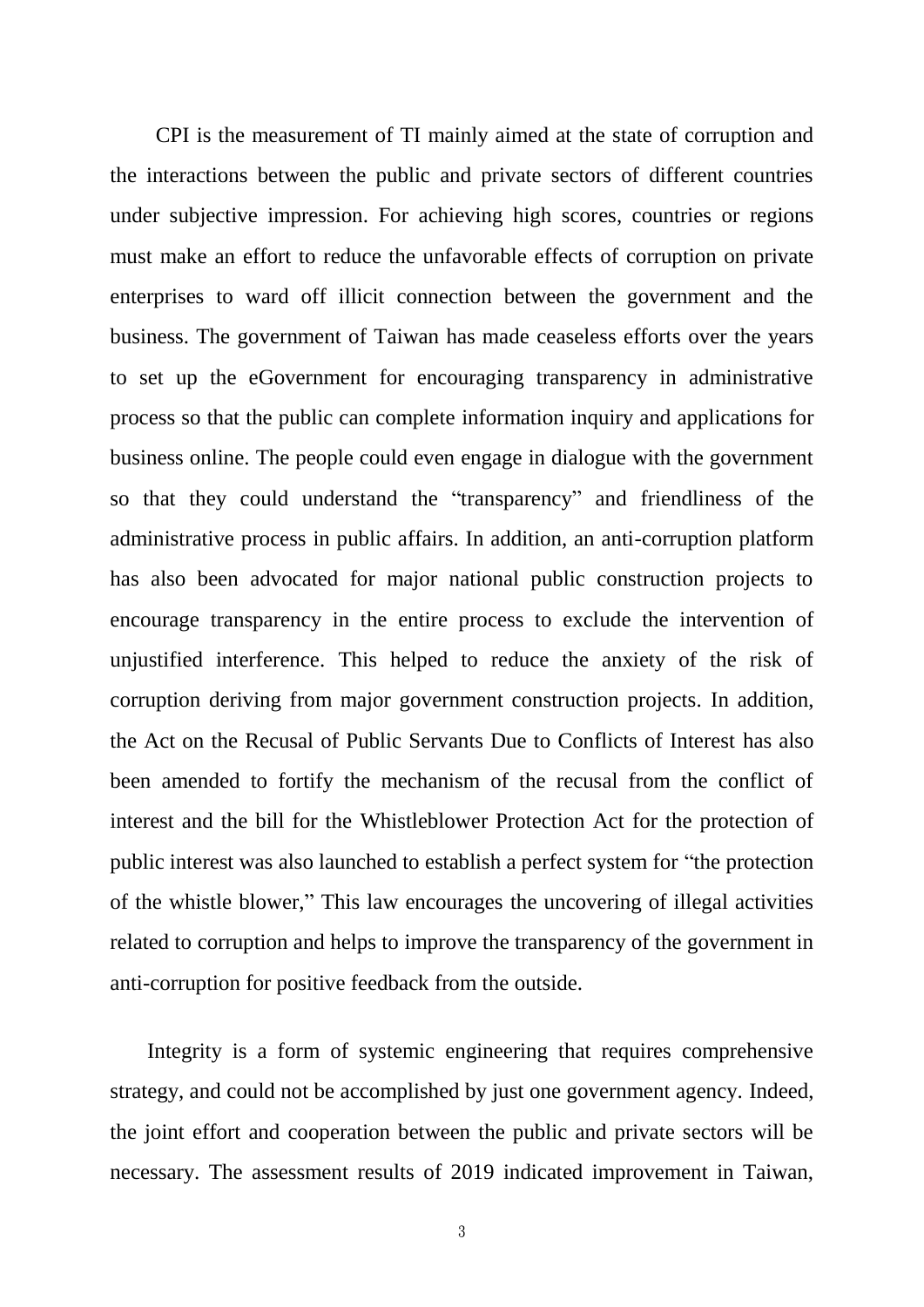CPI is the measurement of TI mainly aimed at the state of corruption and the interactions between the public and private sectors of different countries under subjective impression. For achieving high scores, countries or regions must make an effort to reduce the unfavorable effects of corruption on private enterprises to ward off illicit connection between the government and the business. The government of Taiwan has made ceaseless efforts over the years to set up the eGovernment for encouraging transparency in administrative process so that the public can complete information inquiry and applications for business online. The people could even engage in dialogue with the government so that they could understand the "transparency" and friendliness of the administrative process in public affairs. In addition, an anti-corruption platform has also been advocated for major national public construction projects to encourage transparency in the entire process to exclude the intervention of unjustified interference. This helped to reduce the anxiety of the risk of corruption deriving from major government construction projects. In addition, the Act on the Recusal of Public Servants Due to Conflicts of Interest has also been amended to fortify the mechanism of the recusal from the conflict of interest and the bill for the Whistleblower Protection Act for the protection of public interest was also launched to establish a perfect system for "the protection of the whistle blower," This law encourages the uncovering of illegal activities related to corruption and helps to improve the transparency of the government in anti-corruption for positive feedback from the outside.

Integrity is a form of systemic engineering that requires comprehensive strategy, and could not be accomplished by just one government agency. Indeed, the joint effort and cooperation between the public and private sectors will be necessary. The assessment results of 2019 indicated improvement in Taiwan,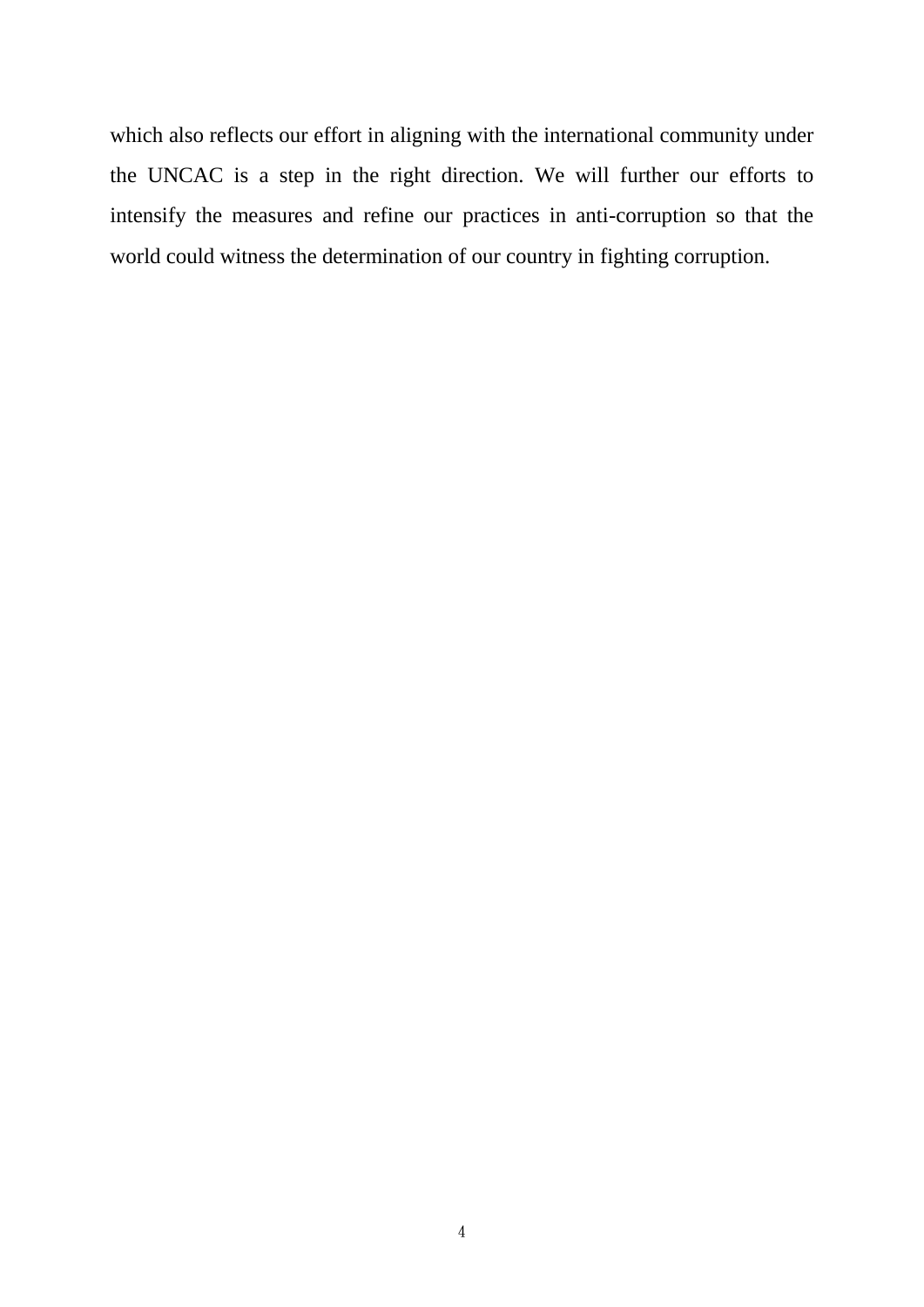which also reflects our effort in aligning with the international community under the UNCAC is a step in the right direction. We will further our efforts to intensify the measures and refine our practices in anti-corruption so that the world could witness the determination of our country in fighting corruption.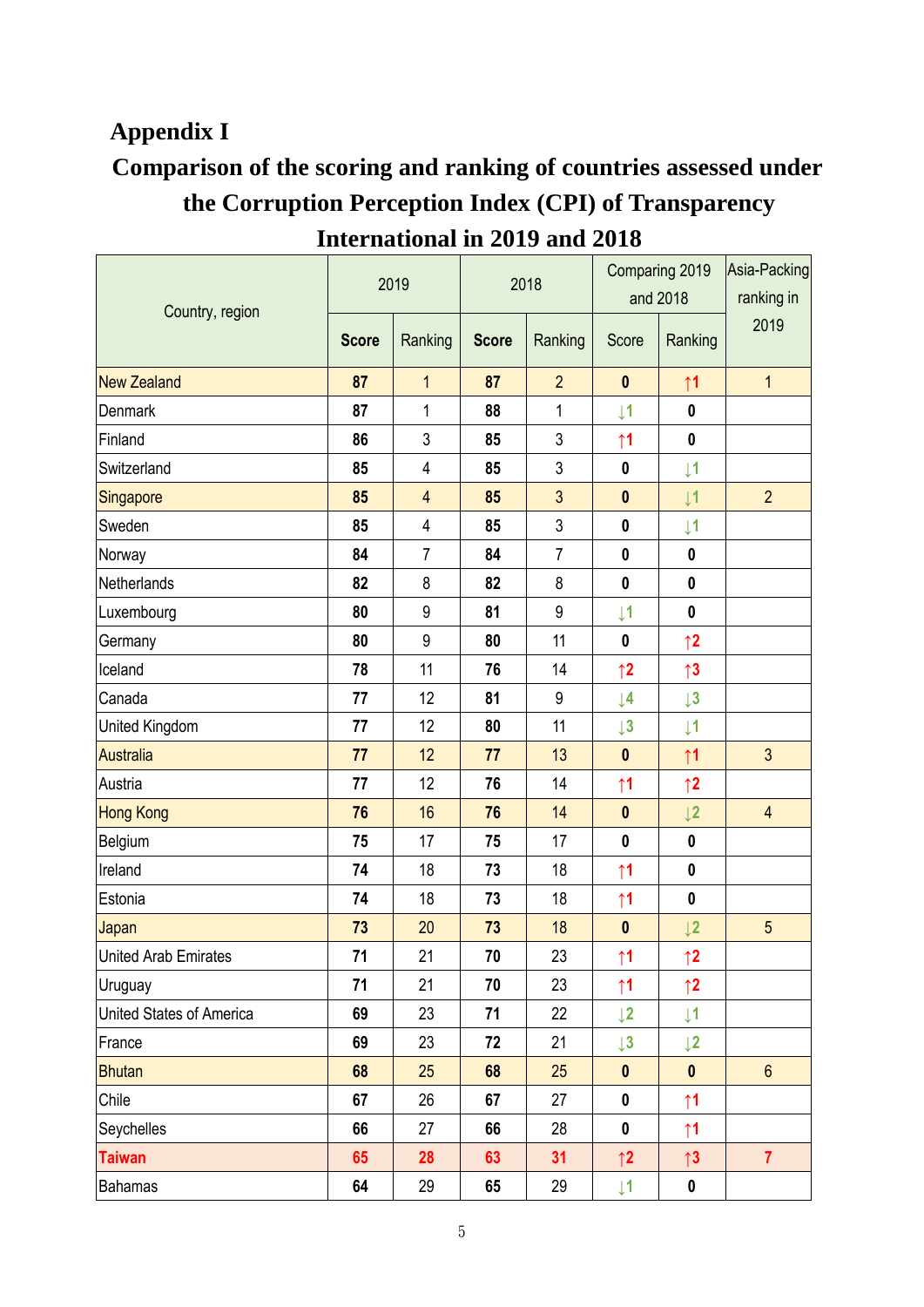# Appendix I

## Comparison of the scoring and ranking of countries assessed under the Corruption Perception Index (CPI) of Transparency International in 2019 and 2018

| Country, region | 2019 | | 2018 | | Comparing 2019 and 2018 | | Asia-Packing ranking in 2019 |
|---|---|---|---|---|---|---|---|
| | **Score** | Ranking | **Score** | Ranking | Score | Ranking | |
| New Zealand | **87** | 1 | **87** | 2 | **0** | ↑1 | 1 |
| Denmark | **87** | 1 | **88** | 1 | ↓1 | **0** | |
| Finland | **86** | 3 | **85** | 3 | ↑1 | **0** | |
| Switzerland | **85** | 4 | **85** | 3 | **0** | ↓1 | |
| Singapore | **85** | 4 | **85** | 3 | **0** | ↓1 | 2 |
| Sweden | **85** | 4 | **85** | 3 | **0** | ↓1 | |
| Norway | **84** | 7 | **84** | 7 | **0** | **0** | |
| Netherlands | **82** | 8 | **82** | 8 | **0** | **0** | |
| Luxembourg | **80** | 9 | **81** | 9 | ↓1 | **0** | |
| Germany | **80** | 9 | **80** | 11 | **0** | ↑2 | |
| Iceland | **78** | 11 | **76** | 14 | ↑2 | ↑3 | |
| Canada | **77** | 12 | **81** | 9 | ↓4 | ↓3 | |
| United Kingdom | **77** | 12 | **80** | 11 | ↓3 | ↓1 | |
| Australia | **77** | 12 | **77** | 13 | **0** | ↑1 | 3 |
| Austria | **77** | 12 | **76** | 14 | ↑1 | ↑2 | |
| Hong Kong | **76** | 16 | **76** | 14 | **0** | ↓2 | 4 |
| Belgium | **75** | 17 | **75** | 17 | **0** | **0** | |
| Ireland | **74** | 18 | **73** | 18 | ↑1 | **0** | |
| Estonia | **74** | 18 | **73** | 18 | ↑1 | **0** | |
| Japan | **73** | 20 | **73** | 18 | **0** | ↓2 | 5 |
| United Arab Emirates | **71** | 21 | **70** | 23 | ↑1 | ↑2 | |
| Uruguay | **71** | 21 | **70** | 23 | ↑1 | ↑2 | |
| United States of America | **69** | 23 | **71** | 22 | ↓2 | ↓1 | |
| France | **69** | 23 | **72** | 21 | ↓3 | ↓2 | |
| Bhutan | **68** | 25 | **68** | 25 | **0** | **0** | 6 |
| Chile | **67** | 26 | **67** | 27 | **0** | ↑1 | |
| Seychelles | **66** | 27 | **66** | 28 | **0** | ↑1 | |
| **Taiwan** | **65** | **28** | **63** | **31** | **↑2** | **↑3** | **7** |
| Bahamas | **64** | 29 | **65** | 29 | ↓1 | **0** | |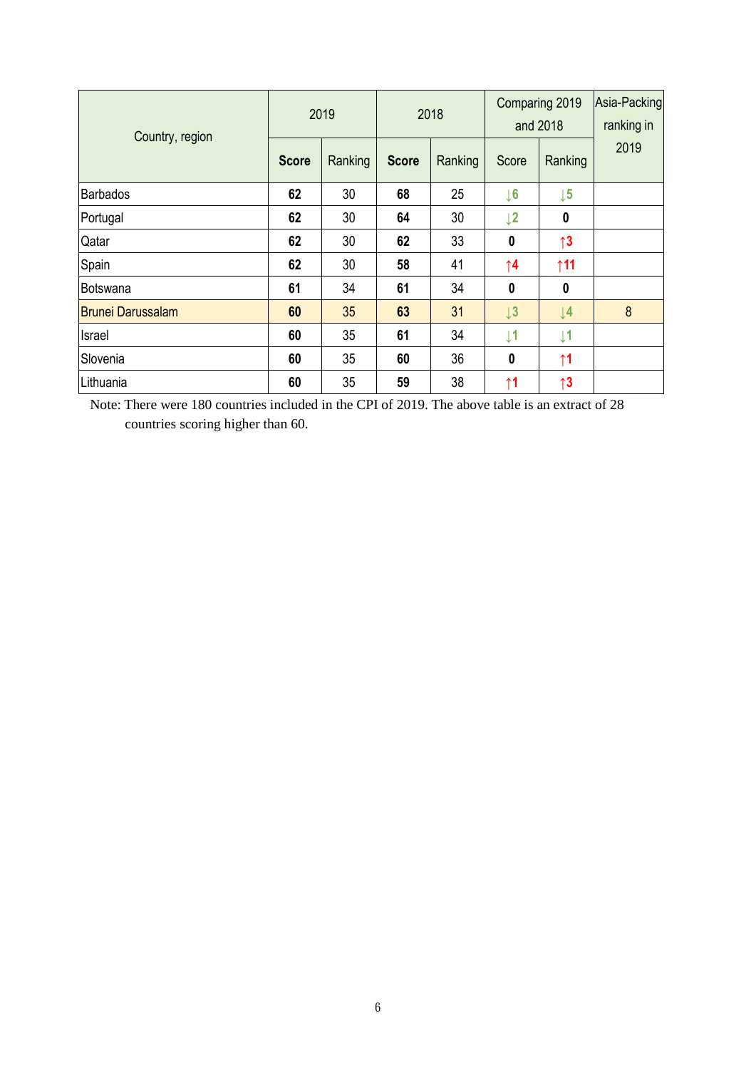| Country, region | 2019 | | 2018 | | Comparing 2019 and 2018 | | Asia-Packing ranking in 2019 |
|---|---|---|---|---|---|---|---|
| | **Score** | Ranking | **Score** | Ranking | Score | Ranking | |
| Barbados | **62** | 30 | **68** | 25 | ↓6 | ↓5 | |
| Portugal | **62** | 30 | **64** | 30 | ↓2 | 0 | |
| Qatar | **62** | 30 | **62** | 33 | 0 | ↑3 | |
| Spain | **62** | 30 | **58** | 41 | ↑4 | ↑11 | |
| Botswana | **61** | 34 | **61** | 34 | 0 | 0 | |
| Brunei Darussalam | **60** | 35 | **63** | 31 | ↓3 | ↓4 | 8 |
| Israel | **60** | 35 | **61** | 34 | ↓1 | ↓1 | |
| Slovenia | **60** | 35 | **60** | 36 | 0 | ↑1 | |
| Lithuania | **60** | 35 | **59** | 38 | ↑1 | ↑3 | |

Note: There were 180 countries included in the CPI of 2019. The above table is an extract of 28 countries scoring higher than 60.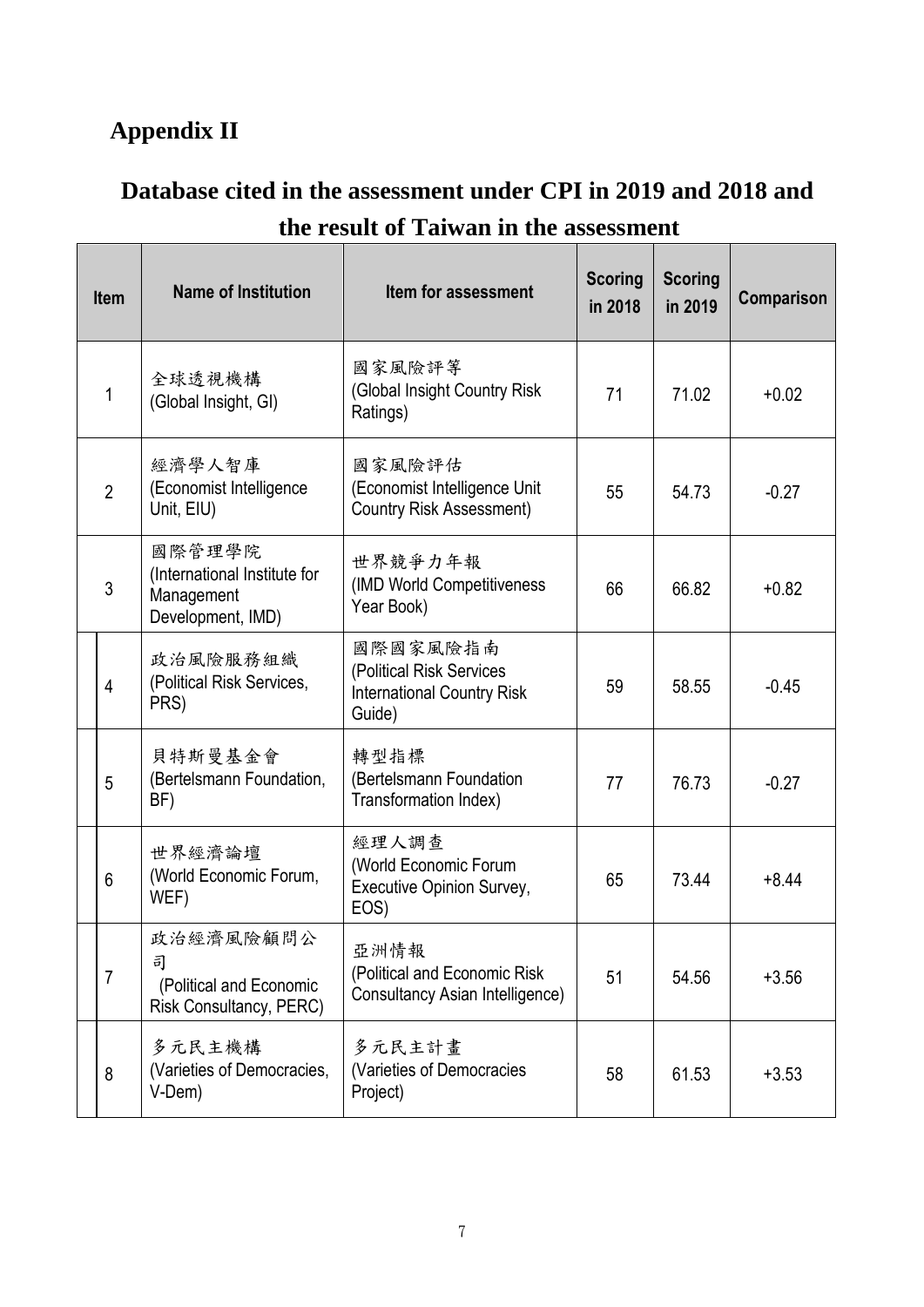# Appendix II

## Database cited in the assessment under CPI in 2019 and 2018 and the result of Taiwan in the assessment

| Item | Name of Institution | Item for assessment | Scoring in 2018 | Scoring in 2019 | Comparison |
|---|---|---|---|---|---|
| 1 | 全球透視機構 (Global Insight, GI) | 國家風險評等 (Global Insight Country Risk Ratings) | 71 | 71.02 | +0.02 |
| 2 | 經濟學人智庫 (Economist Intelligence Unit, EIU) | 國家風險評估 (Economist Intelligence Unit Country Risk Assessment) | 55 | 54.73 | -0.27 |
| 3 | 國際管理學院 (International Institute for Management Development, IMD) | 世界競爭力年報 (IMD World Competitiveness Year Book) | 66 | 66.82 | +0.82 |
| 4 | 政治風險服務組織 (Political Risk Services, PRS) | 國際國家風險指南 (Political Risk Services International Country Risk Guide) | 59 | 58.55 | -0.45 |
| 5 | 貝特斯曼基金會 (Bertelsmann Foundation, BF) | 轉型指標 (Bertelsmann Foundation Transformation Index) | 77 | 76.73 | -0.27 |
| 6 | 世界經濟論壇 (World Economic Forum, WEF) | 經理人調查 (World Economic Forum Executive Opinion Survey, EOS) | 65 | 73.44 | +8.44 |
| 7 | 政治經濟風險顧問公司 (Political and Economic Risk Consultancy, PERC) | 亞洲情報 (Political and Economic Risk Consultancy Asian Intelligence) | 51 | 54.56 | +3.56 |
| 8 | 多元民主機構 (Varieties of Democracies, V-Dem) | 多元民主計畫 (Varieties of Democracies Project) | 58 | 61.53 | +3.53 |